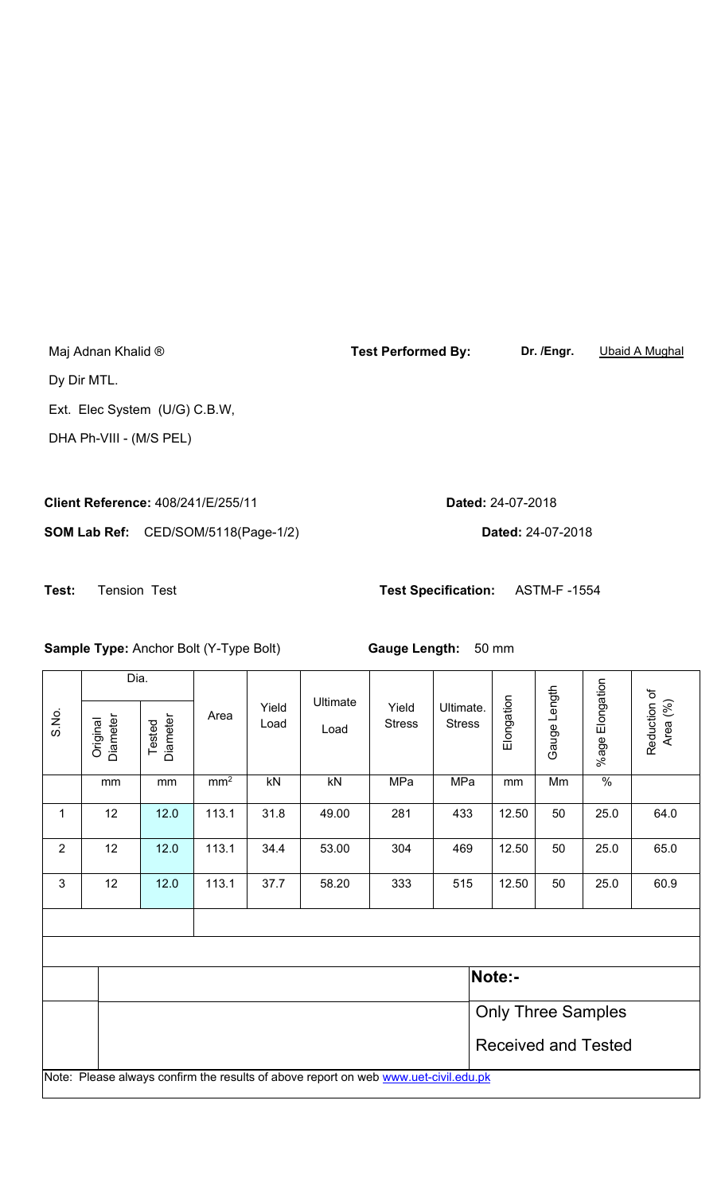Maj Adnan Khalid ®

Dy Dir MTL.

Ext. Elec System (U/G) C.B.W,

DHA Ph-VIII - (M/S PEL)

**Test Performed By:** **Dr. /Engr.** Ubaid A Mughal

**Client Reference:** 408/241/E/255/11 **Dated:** 24-07-2018

**SOM Lab Ref:** CED/SOM/5118(Page-1/2) **Dated:** 24-07-2018

**Test:** Tension Test **Test Specification:** ASTM-F -1554

**Sample Type:** Anchor Bolt (Y-Type Bolt) **Gauge Length:** 50 mm

| S.No. | Dia. | | Area | Yield Load | Ultimate Load | Yield Stress | Ultimate. Stress | Elongation | Gauge Length | %age Elongation | Reduction of Area (%) |
|---|---|---|---|---|---|---|---|---|---|---|---|
| | Original Diameter | Tested Diameter | | | | | | | | | |
| | mm | mm | $mm^2$ | kN | kN | MPa | MPa | mm | Mm | % | |
| 1 | 12 | 12.0 | 113.1 | 31.8 | 49.00 | 281 | 433 | 12.50 | 50 | 25.0 | 64.0 |
| 2 | 12 | 12.0 | 113.1 | 34.4 | 53.00 | 304 | 469 | 12.50 | 50 | 25.0 | 65.0 |
| 3 | 12 | 12.0 | 113.1 | 37.7 | 58.20 | 333 | 515 | 12.50 | 50 | 25.0 | 60.9 |

**Note:-**

Only Three Samples

Received and Tested

Note: Please always confirm the results of above report on web www.uet-civil.edu.pk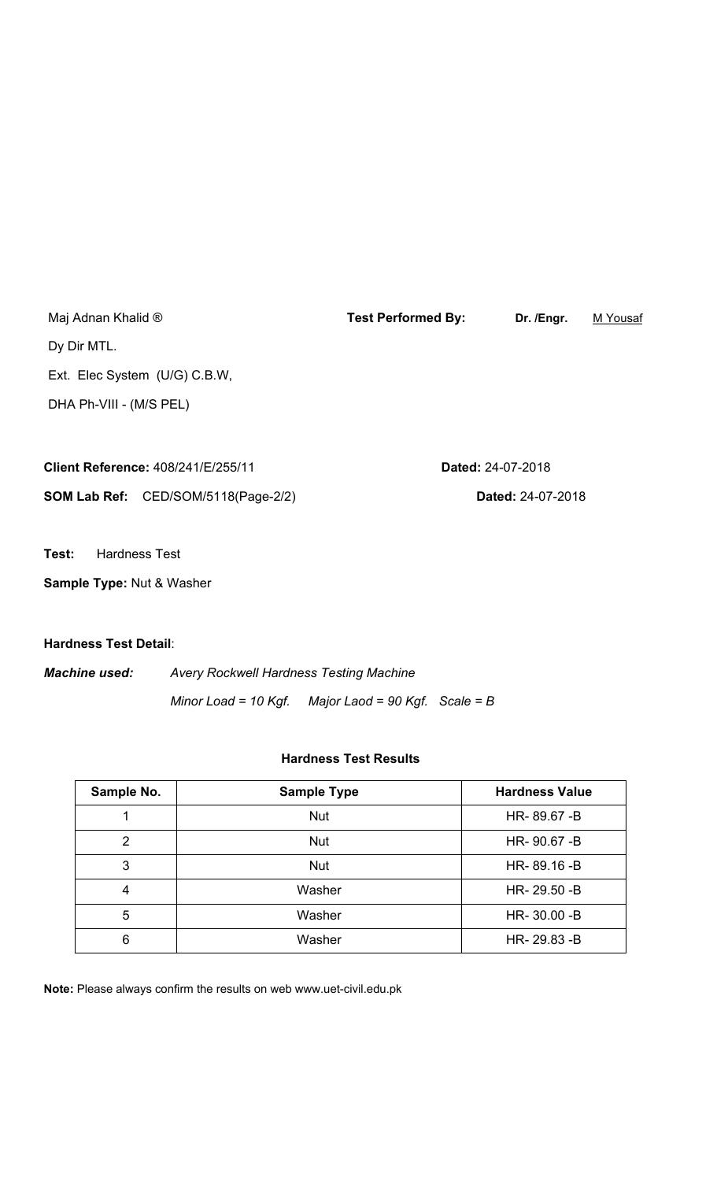Maj Adnan Khalid ®

Dy Dir MTL.

Ext. Elec System (U/G) C.B.W,

DHA Ph-VIII - (M/S PEL)

**Test Performed By:** **Dr. /Engr.** M Yousaf

**Client Reference:** 408/241/E/255/11 **Dated:** 24-07-2018

**SOM Lab Ref:** CED/SOM/5118(Page-2/2) **Dated:** 24-07-2018

**Test:** Hardness Test

**Sample Type:** Nut & Washer

**Hardness Test Detail**:

***Machine used:*** *Avery Rockwell Hardness Testing Machine*

*Minor Load = 10 Kgf. Major Laod = 90 Kgf. Scale = B*

**Hardness Test Results**

| Sample No. | Sample Type | Hardness Value |
|---|---|---|
| 1 | Nut | HR- 89.67 -B |
| 2 | Nut | HR- 90.67 -B |
| 3 | Nut | HR- 89.16 -B |
| 4 | Washer | HR- 29.50 -B |
| 5 | Washer | HR- 30.00 -B |
| 6 | Washer | HR- 29.83 -B |

**Note:** Please always confirm the results on web www.uet-civil.edu.pk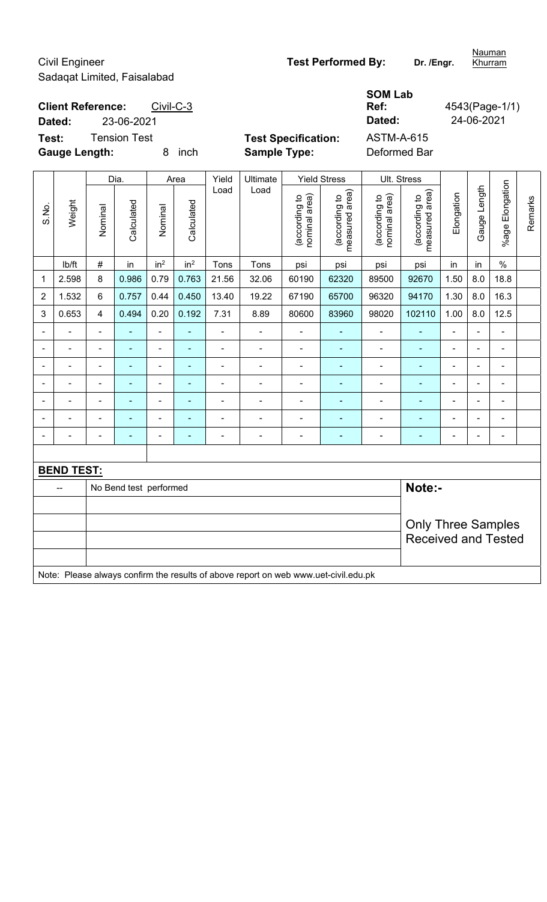Civil Engineer
Sadaqat Limited, Faisalabad

**Test Performed By:** Dr. /Engr. Nauman Khurram

**Client Reference:** Civil-C-3
**Dated:** 23-06-2021
**Test:** Tension Test
**Gauge Length:** 8 inch

**SOM Lab Ref:** 4543(Page-1/1)
**Dated:** 24-06-2021
**Test Specification:** ASTM-A-615
**Sample Type:** Deformed Bar

| S.No. | Weight | Dia. | | Area | | Yield Load | Ultimate Load | Yield Stress | | Ult. Stress | | Elongation | Gauge Length | %age Elongation | Remarks |
|---|---|---|---|---|---|---|---|---|---|---|---|---|---|---|---|
| | | Nominal | Calculated | Nominal | Calculated | | | (according to nominal area) | (according to measured area) | (according to nominal area) | (according to measured area) | | | | |
| | lb/ft | # | in | $in^2$ | $in^2$ | Tons | Tons | psi | psi | psi | psi | in | in | % | |
| 1 | 2.598 | 8 | 0.986 | 0.79 | 0.763 | 21.56 | 32.06 | 60190 | 62320 | 89500 | 92670 | 1.50 | 8.0 | 18.8 | |
| 2 | 1.532 | 6 | 0.757 | 0.44 | 0.450 | 13.40 | 19.22 | 67190 | 65700 | 96320 | 94170 | 1.30 | 8.0 | 16.3 | |
| 3 | 0.653 | 4 | 0.494 | 0.20 | 0.192 | 7.31 | 8.89 | 80600 | 83960 | 98020 | 102110 | 1.00 | 8.0 | 12.5 | |
| - | - | - | - | - | - | - | - | - | - | - | - | - | - | - | |
| - | - | - | - | - | - | - | - | - | - | - | - | - | - | - | |
| - | - | - | - | - | - | - | - | - | - | - | - | - | - | - | |
| - | - | - | - | - | - | - | - | - | - | - | - | - | - | - | |
| - | - | - | - | - | - | - | - | - | - | - | - | - | - | - | |
| - | - | - | - | - | - | - | - | - | - | - | - | - | - | - | |
| - | - | - | - | - | - | - | - | - | - | - | - | - | - | - | |

**BEND TEST:**

| | | |
|---|---|---|
| -- | No Bend test performed | **Note:-** |
| | | Only Three Samples Received and Tested |

Note: Please always confirm the results of above report on web www.uet-civil.edu.pk